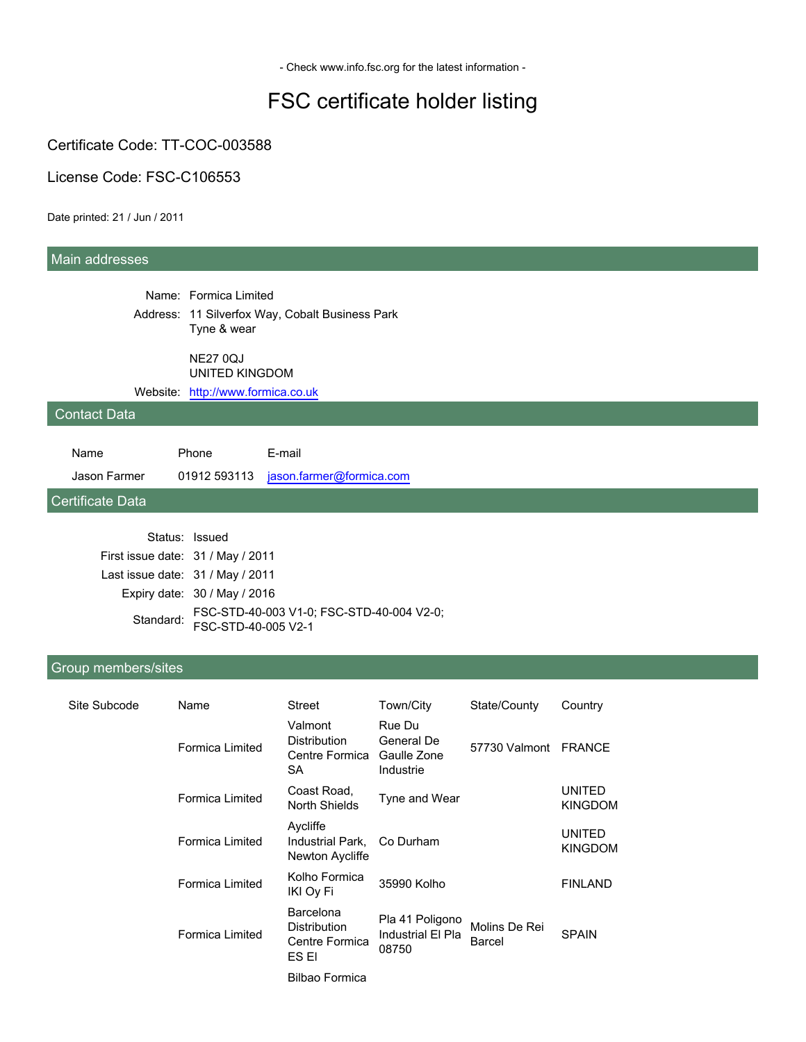- Check www.info.fsc.org for the latest information -

# FSC certificate holder listing

Certificate Code: TT-COC-003588

License Code: FSC-C106553

Date printed: 21 / Jun / 2011

## Main addresses

Name: Formica Limited

Address: 11 Silverfox Way, Cobalt Business Park
Tyne & wear

NE27 0QJ
UNITED KINGDOM

Website: [http://www.formica.co.uk](http://www.formica.co.uk)

## Contact Data

| Name | Phone | E-mail |
|---|---|---|
| Jason Farmer | 01912 593113 | jason.farmer@formica.com |

## Certificate Data

Status: Issued

First issue date: 31 / May / 2011

Last issue date: 31 / May / 2011

Expiry date: 30 / May / 2016

Standard: FSC-STD-40-003 V1-0; FSC-STD-40-004 V2-0; FSC-STD-40-005 V2-1

## Group members/sites

| Site Subcode | Name | Street | Town/City | State/County | Country |
|---|---|---|---|---|---|
| | Formica Limited | Valmont Distribution Centre Formica SA | Rue Du General De Gaulle Zone Industrie | 57730 Valmont | FRANCE |
| | Formica Limited | Coast Road, North Shields | Tyne and Wear | | UNITED KINGDOM |
| | Formica Limited | Aycliffe Industrial Park, Newton Aycliffe | Co Durham | | UNITED KINGDOM |
| | Formica Limited | Kolho Formica IKI Oy Fi | 35990 Kolho | | FINLAND |
| | Formica Limited | Barcelona Distribution Centre Formica ES El | Pla 41 Poligono Industrial El Pla 08750 | Molins De Rei Barcel | SPAIN |
| | | Bilbao Formica | | | |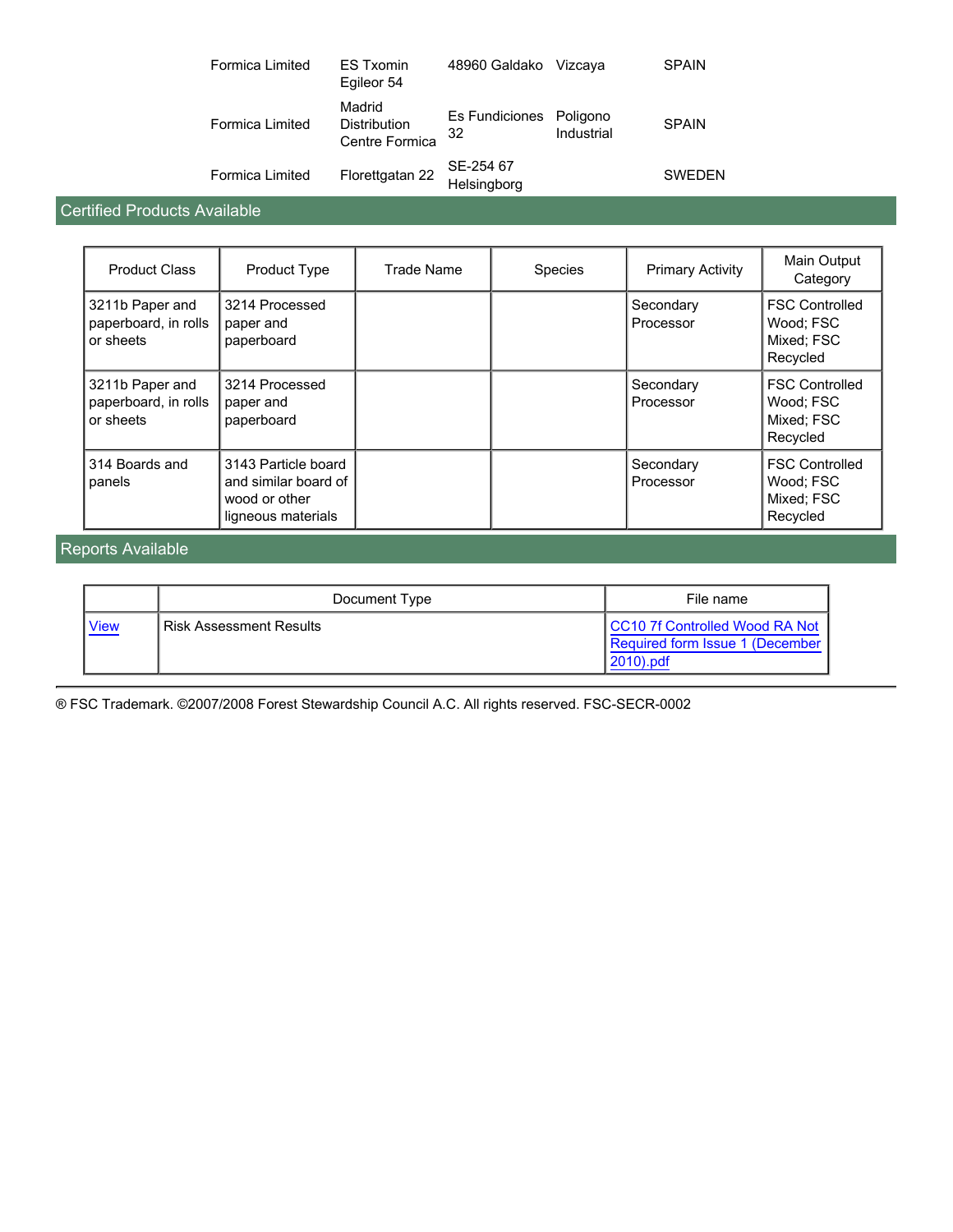| | | | | |
|---|---|---|---|---|
| Formica Limited | ES Txomin Egileor 54 | 48960 Galdako | Vizcaya | SPAIN |
| Formica Limited | Madrid Distribution Centre Formica | Es Fundiciones 32 | Poligono Industrial | SPAIN |
| Formica Limited | Florettgatan 22 | SE-254 67 Helsingborg | | SWEDEN |

## Certified Products Available

| Product Class | Product Type | Trade Name | Species | Primary Activity | Main Output Category |
|---|---|---|---|---|---|
| 3211b Paper and paperboard, in rolls or sheets | 3214 Processed paper and paperboard | | | Secondary Processor | FSC Controlled Wood; FSC Mixed; FSC Recycled |
| 3211b Paper and paperboard, in rolls or sheets | 3214 Processed paper and paperboard | | | Secondary Processor | FSC Controlled Wood; FSC Mixed; FSC Recycled |
| 314 Boards and panels | 3143 Particle board and similar board of wood or other ligneous materials | | | Secondary Processor | FSC Controlled Wood; FSC Mixed; FSC Recycled |

## Reports Available

| | Document Type | File name |
|---|---|---|
| View | Risk Assessment Results | CC10 7f Controlled Wood RA Not Required form Issue 1 (December 2010).pdf |

® FSC Trademark. ©2007/2008 Forest Stewardship Council A.C. All rights reserved. FSC-SECR-0002